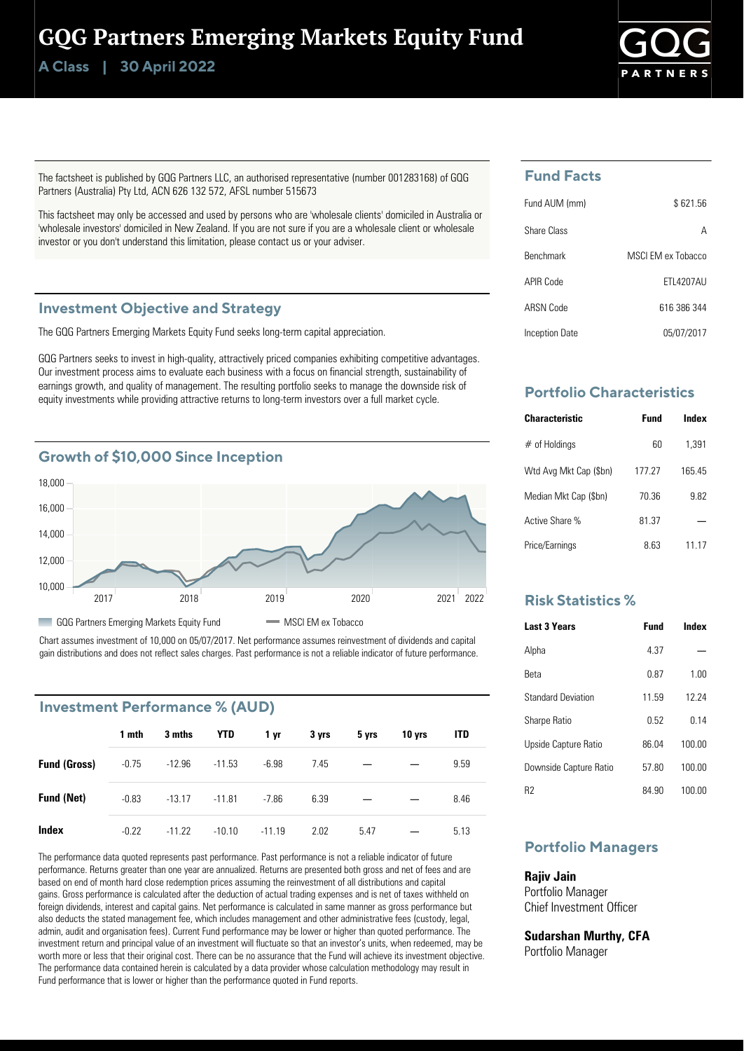# GQG Partners Emerging Markets Equity Fund

**A Class | 30 April 2022**

The factsheet is published by GQG Partners LLC, an authorised representative (number 001283168) of GQG Partners (Australia) Pty Ltd, ACN 626 132 572, AFSL number 515673

This factsheet may only be accessed and used by persons who are 'wholesale clients' domiciled in Australia or 'wholesale investors' domiciled in New Zealand. If you are not sure if you are a wholesale client or wholesale investor or you don't understand this limitation, please contact us or your adviser.

## Investment Objective and Strategy

The GQG Partners Emerging Markets Equity Fund seeks long-term capital appreciation.

GQG Partners seeks to invest in high-quality, attractively priced companies exhibiting competitive advantages. Our investment process aims to evaluate each business with a focus on financial strength, sustainability of earnings growth, and quality of management. The resulting portfolio seeks to manage the downside risk of equity investments while providing attractive returns to long-term investors over a full market cycle.

## Growth of $10,000 Since Inception

GQG Partners Emerging Markets Equity Fund | MSCI EM ex Tobacco

Chart assumes investment of 10,000 on 05/07/2017. Net performance assumes reinvestment of dividends and capital gain distributions and does not reflect sales charges. Past performance is not a reliable indicator of future performance.

## Investment Performance % (AUD)

| | 1 mth | 3 mths | YTD | 1 yr | 3 yrs | 5 yrs | 10 yrs | ITD |
|---|---|---|---|---|---|---|---|---|
| **Fund (Gross)** | -0.75 | -12.96 | -11.53 | -6.98 | 7.45 | — | — | 9.59 |
| **Fund (Net)** | -0.83 | -13.17 | -11.81 | -7.86 | 6.39 | — | — | 8.46 |
| **Index** | -0.22 | -11.22 | -10.10 | -11.19 | 2.02 | 5.47 | — | 5.13 |

The performance data quoted represents past performance. Past performance is not a reliable indicator of future performance. Returns greater than one year are annualized. Returns are presented both gross and net of fees and are based on end of month hard close redemption prices assuming the reinvestment of all distributions and capital gains. Gross performance is calculated after the deduction of actual trading expenses and is net of taxes withheld on foreign dividends, interest and capital gains. Net performance is calculated in same manner as gross performance but also deducts the stated management fee, which includes management and other administrative fees (custody, legal, admin, audit and organisation fees). Current Fund performance may be lower or higher than quoted performance. The investment return and principal value of an investment will fluctuate so that an investor's units, when redeemed, may be worth more or less that their original cost. There can be no assurance that the Fund will achieve its investment objective. The performance data contained herein is calculated by a data provider whose calculation methodology may result in Fund performance that is lower or higher than the performance quoted in Fund reports.

## Fund Facts

| | |
|---|---|
| Fund AUM (mm) | $ 621.56 |
| Share Class | A |
| Benchmark | MSCI EM ex Tobacco |
| APIR Code | ETL4207AU |
| ARSN Code | 616 386 344 |
| Inception Date | 05/07/2017 |

## Portfolio Characteristics

| Characteristic | Fund | Index |
|---|---|---|
| # of Holdings | 60 | 1,391 |
| Wtd Avg Mkt Cap ($bn) | 177.27 | 165.45 |
| Median Mkt Cap ($bn) | 70.36 | 9.82 |
| Active Share % | 81.37 | — |
| Price/Earnings | 8.63 | 11.17 |

## Risk Statistics %

| Last 3 Years | Fund | Index |
|---|---|---|
| Alpha | 4.37 | — |
| Beta | 0.87 | 1.00 |
| Standard Deviation | 11.59 | 12.24 |
| Sharpe Ratio | 0.52 | 0.14 |
| Upside Capture Ratio | 86.04 | 100.00 |
| Downside Capture Ratio | 57.80 | 100.00 |
| R2 | 84.90 | 100.00 |

## Portfolio Managers

**Rajiv Jain**
Portfolio Manager
Chief Investment Officer

**Sudarshan Murthy, CFA**
Portfolio Manager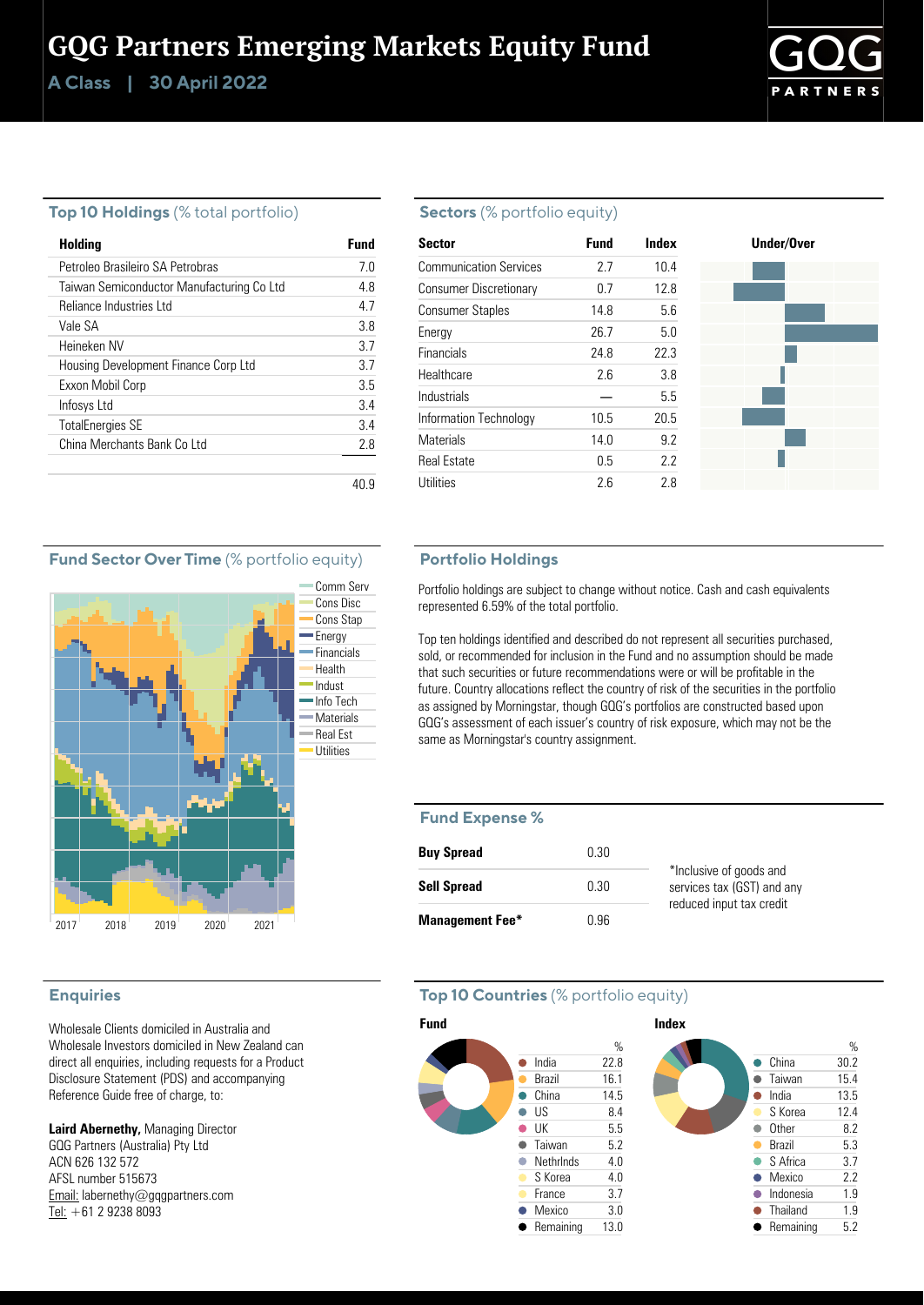# GQG Partners Emerging Markets Equity Fund

**A Class | 30 April 2022**

## Top 10 Holdings (% total portfolio)

| Holding | Fund |
|---|---|
| Petroleo Brasileiro SA Petrobras | 7.0 |
| Taiwan Semiconductor Manufacturing Co Ltd | 4.8 |
| Reliance Industries Ltd | 4.7 |
| Vale SA | 3.8 |
| Heineken NV | 3.7 |
| Housing Development Finance Corp Ltd | 3.7 |
| Exxon Mobil Corp | 3.5 |
| Infosys Ltd | 3.4 |
| TotalEnergies SE | 3.4 |
| China Merchants Bank Co Ltd | 2.8 |
| | 40.9 |

## Sectors (% portfolio equity)

| Sector | Fund | Index |
|---|---|---|
| Communication Services | 2.7 | 10.4 |
| Consumer Discretionary | 0.7 | 12.8 |
| Consumer Staples | 14.8 | 5.6 |
| Energy | 26.7 | 5.0 |
| Financials | 24.8 | 22.3 |
| Healthcare | 2.6 | 3.8 |
| Industrials | — | 5.5 |
| Information Technology | 10.5 | 20.5 |
| Materials | 14.0 | 9.2 |
| Real Estate | 0.5 | 2.2 |
| Utilities | 2.6 | 2.8 |

## Fund Sector Over Time (% portfolio equity)

Comm Serv, Cons Disc, Cons Stap, Energy, Financials, Health, Indust, Info Tech, Materials, Real Est, Utilities

2017 2018 2019 2020 2021

## Portfolio Holdings

Portfolio holdings are subject to change without notice. Cash and cash equivalents represented 6.59% of the total portfolio.

Top ten holdings identified and described do not represent all securities purchased, sold, or recommended for inclusion in the Fund and no assumption should be made that such securities or future recommendations were or will be profitable in the future. Country allocations reflect the country of risk of the securities in the portfolio as assigned by Morningstar, though GQG's portfolios are constructed based upon GQG's assessment of each issuer's country of risk exposure, which may not be the same as Morningstar's country assignment.

## Fund Expense %

| | |
|---|---|
| **Buy Spread** | 0.30 |
| **Sell Spread** | 0.30 |
| **Management Fee*** | 0.96 |

*Inclusive of goods and services tax (GST) and any reduced input tax credit

## Enquiries

Wholesale Clients domiciled in Australia and Wholesale Investors domiciled in New Zealand can direct all enquiries, including requests for a Product Disclosure Statement (PDS) and accompanying Reference Guide free of charge, to:

**Laird Abernethy,** Managing Director
GQG Partners (Australia) Pty Ltd
ACN 626 132 572
AFSL number 515673
Email: labernethy@gqgpartners.com
Tel: +61 2 9238 8093

## Top 10 Countries (% portfolio equity)

**Fund**

| | % |
|---|---|
| India | 22.8 |
| Brazil | 16.1 |
| China | 14.5 |
| US | 8.4 |
| UK | 5.5 |
| Taiwan | 5.2 |
| Nethrlnds | 4.0 |
| S Korea | 4.0 |
| France | 3.7 |
| Mexico | 3.0 |
| Remaining | 13.0 |

**Index**

| | % |
|---|---|
| China | 30.2 |
| Taiwan | 15.4 |
| India | 13.5 |
| S Korea | 12.4 |
| Other | 8.2 |
| Brazil | 5.3 |
| S Africa | 3.7 |
| Mexico | 2.2 |
| Indonesia | 1.9 |
| Thailand | 1.9 |
| Remaining | 5.2 |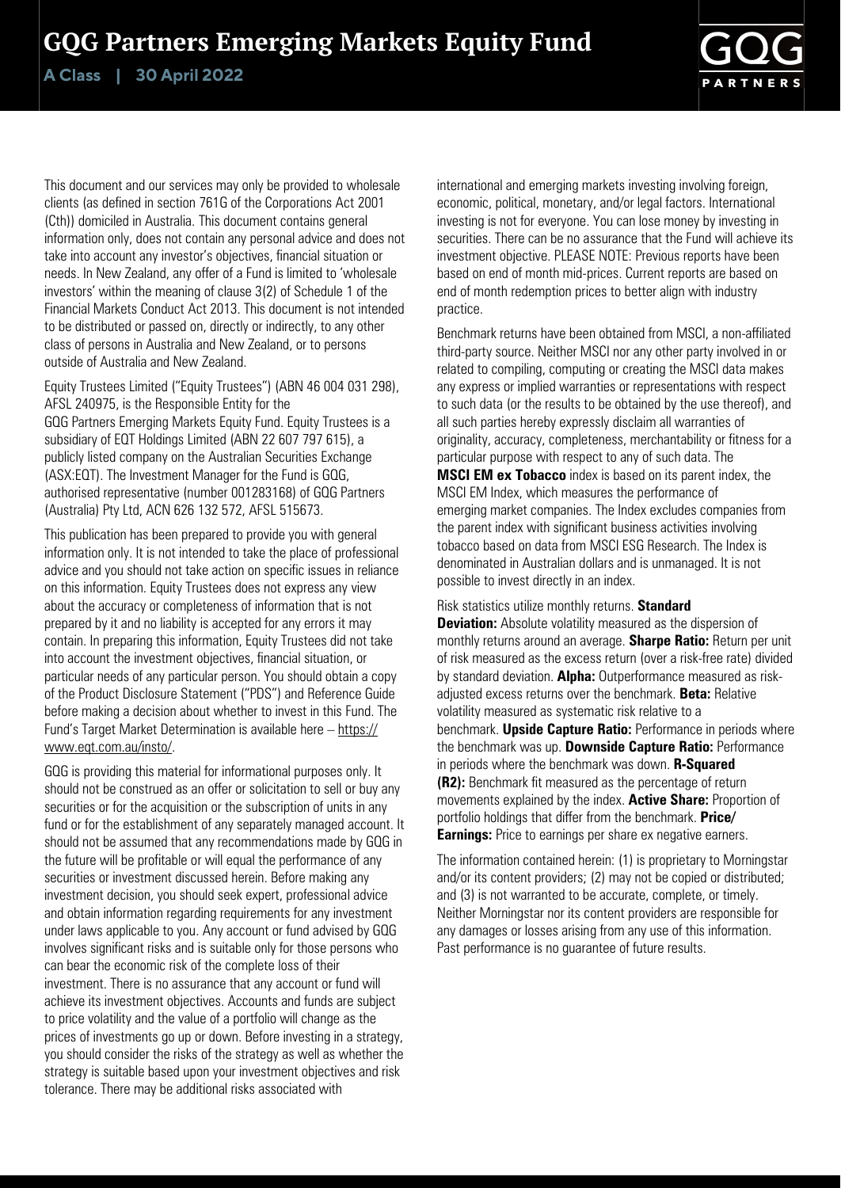This document and our services may only be provided to wholesale clients (as defined in section 761G of the Corporations Act 2001 (Cth)) domiciled in Australia. This document contains general information only, does not contain any personal advice and does not take into account any investor's objectives, financial situation or needs. In New Zealand, any offer of a Fund is limited to 'wholesale investors' within the meaning of clause 3(2) of Schedule 1 of the Financial Markets Conduct Act 2013. This document is not intended to be distributed or passed on, directly or indirectly, to any other class of persons in Australia and New Zealand, or to persons outside of Australia and New Zealand.

Equity Trustees Limited ("Equity Trustees") (ABN 46 004 031 298), AFSL 240975, is the Responsible Entity for the GQG Partners Emerging Markets Equity Fund. Equity Trustees is a subsidiary of EQT Holdings Limited (ABN 22 607 797 615), a publicly listed company on the Australian Securities Exchange (ASX:EQT). The Investment Manager for the Fund is GQG, authorised representative (number 001283168) of GQG Partners (Australia) Pty Ltd, ACN 626 132 572, AFSL 515673.

This publication has been prepared to provide you with general information only. It is not intended to take the place of professional advice and you should not take action on specific issues in reliance on this information. Equity Trustees does not express any view about the accuracy or completeness of information that is not prepared by it and no liability is accepted for any errors it may contain. In preparing this information, Equity Trustees did not take into account the investment objectives, financial situation, or particular needs of any particular person. You should obtain a copy of the Product Disclosure Statement ("PDS") and Reference Guide before making a decision about whether to invest in this Fund. The Fund's Target Market Determination is available here – https://www.eqt.com.au/insto/.

GQG is providing this material for informational purposes only. It should not be construed as an offer or solicitation to sell or buy any securities or for the acquisition or the subscription of units in any fund or for the establishment of any separately managed account. It should not be assumed that any recommendations made by GQG in the future will be profitable or will equal the performance of any securities or investment discussed herein. Before making any investment decision, you should seek expert, professional advice and obtain information regarding requirements for any investment under laws applicable to you. Any account or fund advised by GQG involves significant risks and is suitable only for those persons who can bear the economic risk of the complete loss of their investment. There is no assurance that any account or fund will achieve its investment objectives. Accounts and funds are subject to price volatility and the value of a portfolio will change as the prices of investments go up or down. Before investing in a strategy, you should consider the risks of the strategy as well as whether the strategy is suitable based upon your investment objectives and risk tolerance. There may be additional risks associated with international and emerging markets investing involving foreign, economic, political, monetary, and/or legal factors. International investing is not for everyone. You can lose money by investing in securities. There can be no assurance that the Fund will achieve its investment objective. PLEASE NOTE: Previous reports have been based on end of month mid-prices. Current reports are based on end of month redemption prices to better align with industry practice.

Benchmark returns have been obtained from MSCI, a non-affiliated third-party source. Neither MSCI nor any other party involved in or related to compiling, computing or creating the MSCI data makes any express or implied warranties or representations with respect to such data (or the results to be obtained by the use thereof), and all such parties hereby expressly disclaim all warranties of originality, accuracy, completeness, merchantability or fitness for a particular purpose with respect to any of such data. The **MSCI EM ex Tobacco** index is based on its parent index, the MSCI EM Index, which measures the performance of emerging market companies. The Index excludes companies from the parent index with significant business activities involving tobacco based on data from MSCI ESG Research. The Index is denominated in Australian dollars and is unmanaged. It is not possible to invest directly in an index.

Risk statistics utilize monthly returns. **Standard Deviation:** Absolute volatility measured as the dispersion of monthly returns around an average. **Sharpe Ratio:** Return per unit of risk measured as the excess return (over a risk-free rate) divided by standard deviation. **Alpha:** Outperformance measured as risk-adjusted excess returns over the benchmark. **Beta:** Relative volatility measured as systematic risk relative to a benchmark. **Upside Capture Ratio:** Performance in periods where the benchmark was up. **Downside Capture Ratio:** Performance in periods where the benchmark was down. **R-Squared (R2):** Benchmark fit measured as the percentage of return movements explained by the index. **Active Share:** Proportion of portfolio holdings that differ from the benchmark. **Price/Earnings:** Price to earnings per share ex negative earners.

The information contained herein: (1) is proprietary to Morningstar and/or its content providers; (2) may not be copied or distributed; and (3) is not warranted to be accurate, complete, or timely. Neither Morningstar nor its content providers are responsible for any damages or losses arising from any use of this information. Past performance is no guarantee of future results.